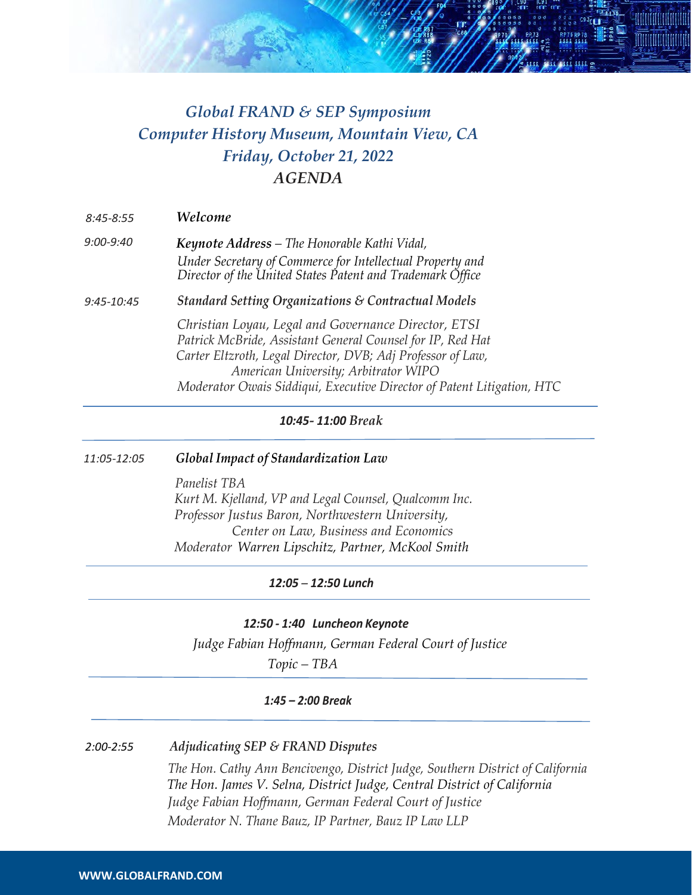# *Global FRAND & SEP Symposium*
## *Computer History Museum, Mountain View, CA*
## *Friday, October 21, 2022*
## *AGENDA*

*8:45-8:55* ***Welcome***

*9:00-9:40* ***Keynote Address** – The Honorable Kathi Vidal,*
*Under Secretary of Commerce for Intellectual Property and Director of the United States Patent and Trademark Office*

*9:45-10:45* ***Standard Setting Organizations & Contractual Models***

*Christian Loyau, Legal and Governance Director, ETSI*
*Patrick McBride, Assistant General Counsel for IP, Red Hat*
*Carter Eltzroth, Legal Director, DVB; Adj Professor of Law, American University; Arbitrator WIPO*
*Moderator Owais Siddiqui, Executive Director of Patent Litigation, HTC*

---

***10:45- 11:00** Break*

---

*11:05-12:05* ***Global Impact of Standardization Law***

*Panelist TBA*
*Kurt M. Kjelland, VP and Legal Counsel, Qualcomm Inc.*
*Professor Justus Baron, Northwestern University, Center on Law, Business and Economics*
*Moderator Warren Lipschitz, Partner, McKool Smith*

---

***12:05 – 12:50 Lunch***

---

***12:50 - 1:40 Luncheon Keynote***

*Judge Fabian Hoffmann, German Federal Court of Justice*

*Topic – TBA*

---

***1:45 – 2:00 Break***

---

*2:00-2:55* ***Adjudicating SEP & FRAND Disputes***

*The Hon. Cathy Ann Bencivengo, District Judge, Southern District of California*
*The Hon. James V. Selna, District Judge, Central District of California*
*Judge Fabian Hoffmann, German Federal Court of Justice*
*Moderator N. Thane Bauz, IP Partner, Bauz IP Law LLP*

**WWW.GLOBALFRAND.COM**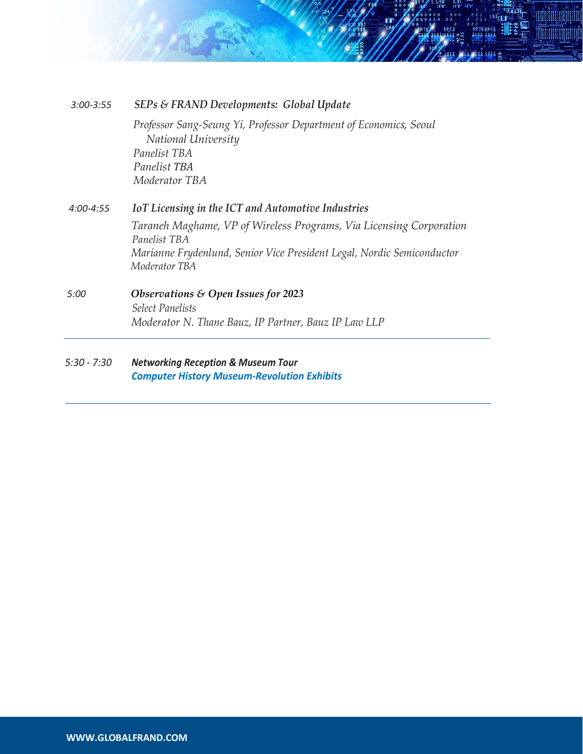*3:00-3:55* ***SEPs & FRAND Developments: Global Update***

*Professor Sang-Seung Yi, Professor Department of Economics, Seoul National University*
*Panelist TBA*
*Panelist TBA*
*Moderator TBA*

*4:00-4:55* ***IoT Licensing in the ICT and Automotive Industries***

*Taraneh Maghame, VP of Wireless Programs, Via Licensing Corporation*
*Panelist TBA*
*Marianne Frydenlund, Senior Vice President Legal, Nordic Semiconductor*
*Moderator TBA*

*5:00* ***Observations & Open Issues for 2023***

*Select Panelists*
*Moderator N. Thane Bauz, IP Partner, Bauz IP Law LLP*

---

*5:30 - 7:30* ***Networking Reception & Museum Tour***
***Computer History Museum-Revolution Exhibits***

---

**WWW.GLOBALFRAND.COM**